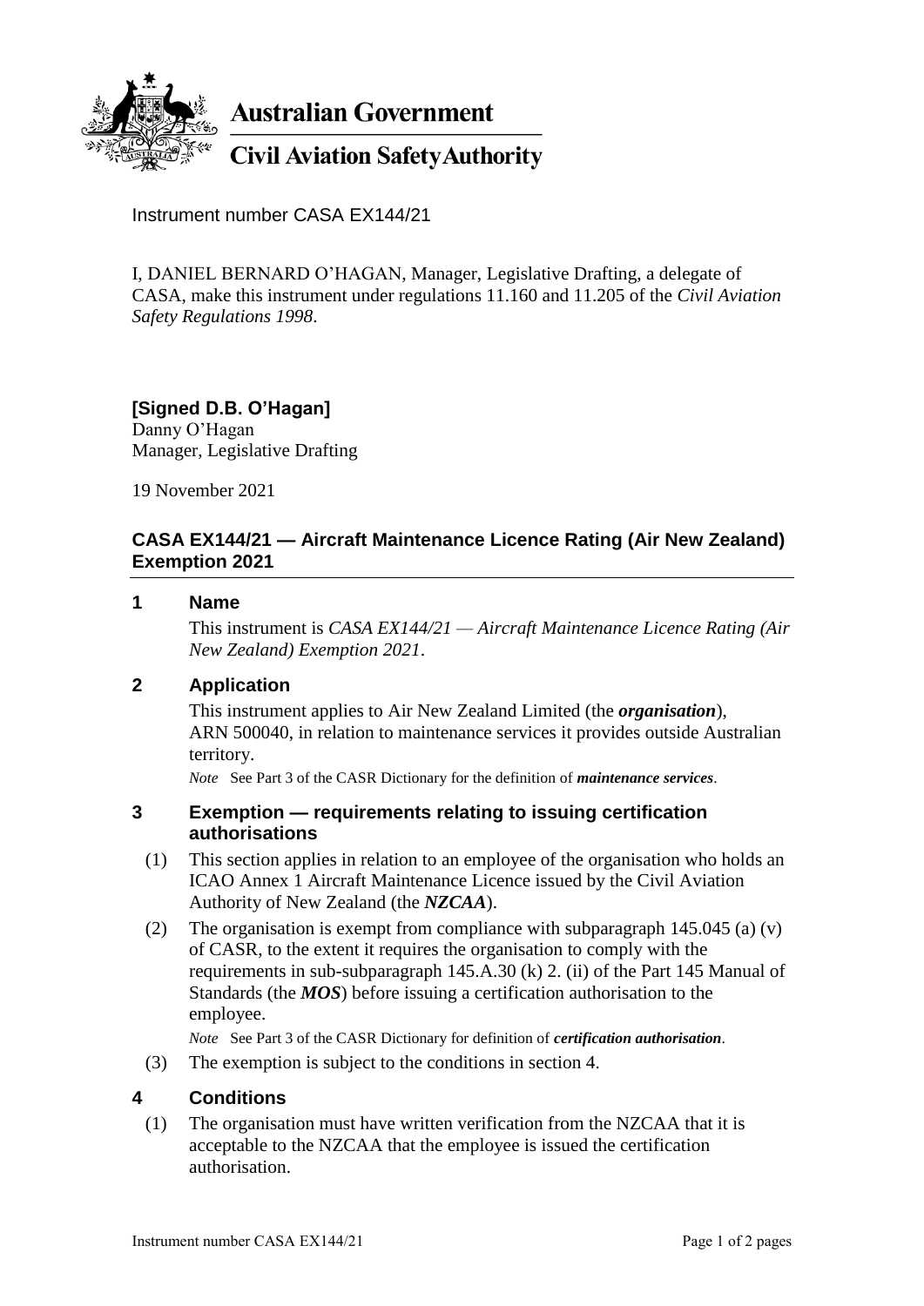**Australian Government**

**Civil Aviation Safety Authority**

Instrument number CASA EX144/21

I, DANIEL BERNARD O'HAGAN, Manager, Legislative Drafting, a delegate of CASA, make this instrument under regulations 11.160 and 11.205 of the *Civil Aviation Safety Regulations 1998*.

**[Signed D.B. O'Hagan]**
Danny O'Hagan
Manager, Legislative Drafting

19 November 2021

## CASA EX144/21 — Aircraft Maintenance Licence Rating (Air New Zealand) Exemption 2021

### 1 Name

This instrument is *CASA EX144/21 — Aircraft Maintenance Licence Rating (Air New Zealand) Exemption 2021*.

### 2 Application

This instrument applies to Air New Zealand Limited (the ***organisation***), ARN 500040, in relation to maintenance services it provides outside Australian territory.

*Note* See Part 3 of the CASR Dictionary for the definition of ***maintenance services***.

### 3 Exemption — requirements relating to issuing certification authorisations

(1) This section applies in relation to an employee of the organisation who holds an ICAO Annex 1 Aircraft Maintenance Licence issued by the Civil Aviation Authority of New Zealand (the ***NZCAA***).

(2) The organisation is exempt from compliance with subparagraph 145.045 (a) (v) of CASR, to the extent it requires the organisation to comply with the requirements in sub-subparagraph 145.A.30 (k) 2. (ii) of the Part 145 Manual of Standards (the ***MOS***) before issuing a certification authorisation to the employee.

*Note* See Part 3 of the CASR Dictionary for definition of ***certification authorisation***.

(3) The exemption is subject to the conditions in section 4.

### 4 Conditions

(1) The organisation must have written verification from the NZCAA that it is acceptable to the NZCAA that the employee is issued the certification authorisation.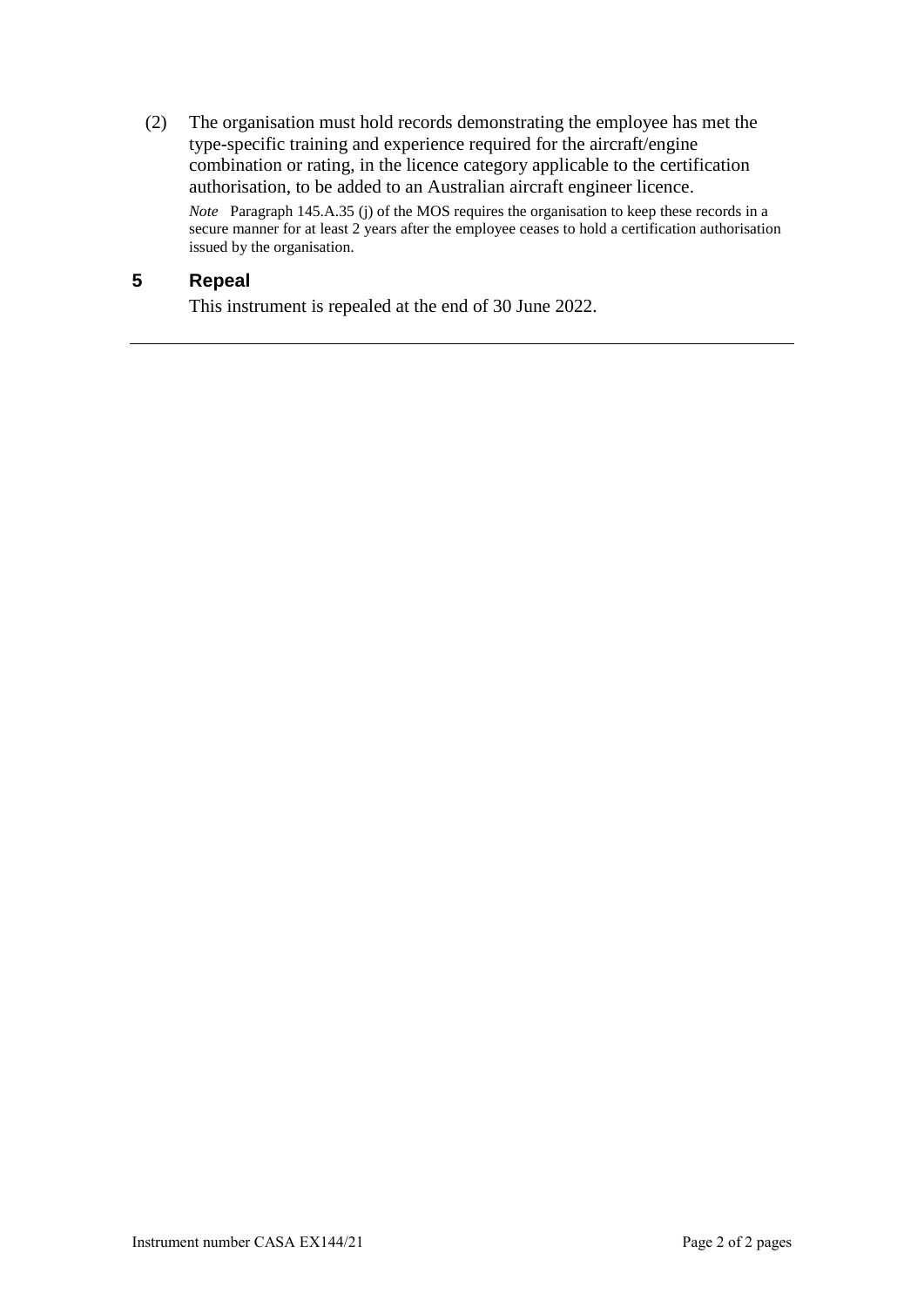(2) The organisation must hold records demonstrating the employee has met the type-specific training and experience required for the aircraft/engine combination or rating, in the licence category applicable to the certification authorisation, to be added to an Australian aircraft engineer licence.

*Note* Paragraph 145.A.35 (j) of the MOS requires the organisation to keep these records in a secure manner for at least 2 years after the employee ceases to hold a certification authorisation issued by the organisation.

## 5 Repeal

This instrument is repealed at the end of 30 June 2022.